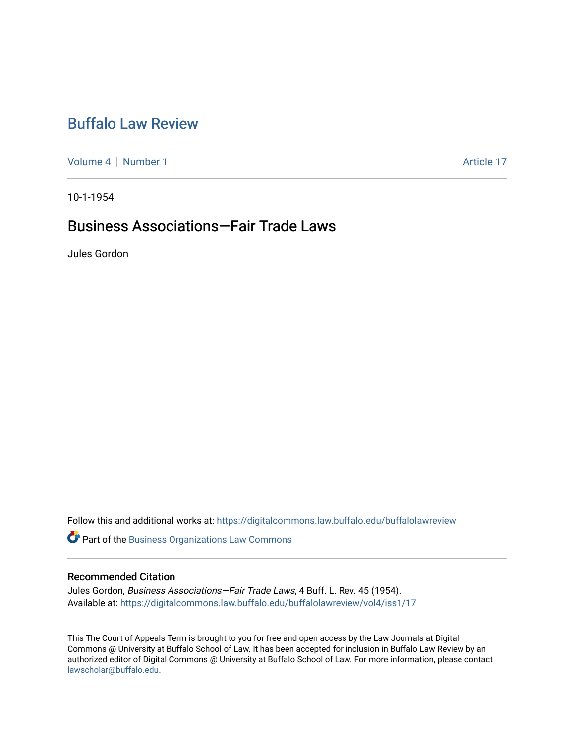# Buffalo Law Review

Volume 4 | Number 1 Article 17

10-1-1954

## Business Associations—Fair Trade Laws

Jules Gordon

Follow this and additional works at: https://digitalcommons.law.buffalo.edu/buffalolawreview

Part of the Business Organizations Law Commons

### Recommended Citation

Jules Gordon, *Business Associations—Fair Trade Laws*, 4 Buff. L. Rev. 45 (1954).
Available at: https://digitalcommons.law.buffalo.edu/buffalolawreview/vol4/iss1/17

This The Court of Appeals Term is brought to you for free and open access by the Law Journals at Digital Commons @ University at Buffalo School of Law. It has been accepted for inclusion in Buffalo Law Review by an authorized editor of Digital Commons @ University at Buffalo School of Law. For more information, please contact lawscholar@buffalo.edu.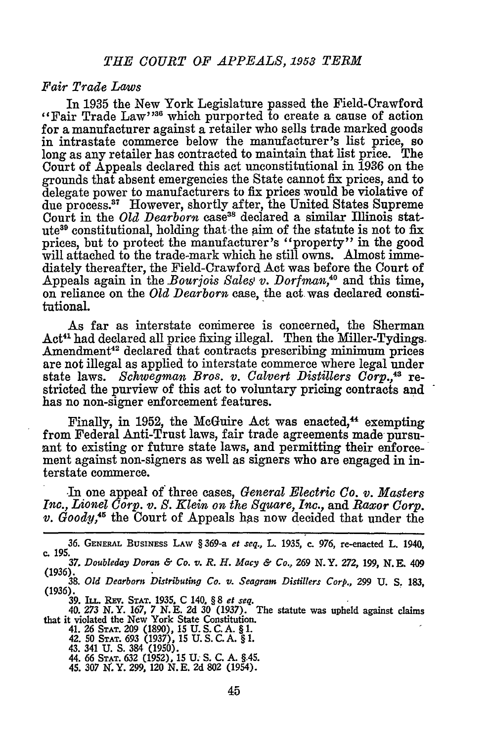*Fair Trade Laws*

In 1935 the New York Legislature passed the Field-Crawford "Fair Trade Law"[36] which purported to create a cause of action for a manufacturer against a retailer who sells trade marked goods in intrastate commerce below the manufacturer's list price, so long as any retailer has contracted to maintain that list price. The Court of Appeals declared this act unconstitutional in 1936 on the grounds that absent emergencies the State cannot fix prices, and to delegate power to manufacturers to fix prices would be violative of due process.[37] However, shortly after, the United States Supreme Court in the *Old Dearborn* case[38] declared a similar Illinois statute[39] constitutional, holding that the aim of the statute is not to fix prices, but to protect the manufacturer's "property" in the good will attached to the trade-mark which he still owns. Almost immediately thereafter, the Field-Crawford Act was before the Court of Appeals again in the *Bourjois Sales v. Dorfman*,[40] and this time, on reliance on the *Old Dearborn* case, the act was declared constitutional.

As far as interstate commerce is concerned, the Sherman Act[41] had declared all price fixing illegal. Then the Miller-Tydings Amendment[42] declared that contracts prescribing minimum prices are not illegal as applied to interstate commerce where legal under state laws. *Schwegman Bros. v. Calvert Distillers Corp.*,[43] restricted the purview of this act to voluntary pricing contracts and has no non-signer enforcement features.

Finally, in 1952, the McGuire Act was enacted,[44] exempting from Federal Anti-Trust laws, fair trade agreements made pursuant to existing or future state laws, and permitting their enforcement against non-signers as well as signers who are engaged in interstate commerce.

In one appeal of three cases, *General Electric Co. v. Masters Inc., Lionel Corp. v. S. Klein on the Square, Inc.*, and *Raxor Corp. v. Goody*,[45] the Court of Appeals has now decided that under the

---

36. GENERAL BUSINESS LAW § 369-a *et seq.*, L. 1935, c. 976, re-enacted L. 1940, c. 195.

37. *Doubleday Doran & Co. v. R. H. Macy & Co.*, 269 N.Y. 272, 199, N.E. 409 (1936).

38. *Old Dearborn Distributing Co. v. Seagram Distillers Corp.*, 299 U. S. 183, (1936).

39. ILL. REV. STAT. 1935, C 140, § 8 *et seq.*

40. 273 N.Y. 167, 7 N.E. 2d 30 (1937). The statute was upheld against claims that it violated the New York State Constitution.

41. 26 STAT. 209 (1890), 15 U. S. C. A. § 1.

42. 50 STAT. 693 (1937), 15 U. S. C. A. § 1.

43. 341 U. S. 384 (1950).

44. 66 STAT. 632 (1952), 15 U. S. C. A. § 45.

45. 307 N.Y. 299, 120 N.E. 2d 802 (1954).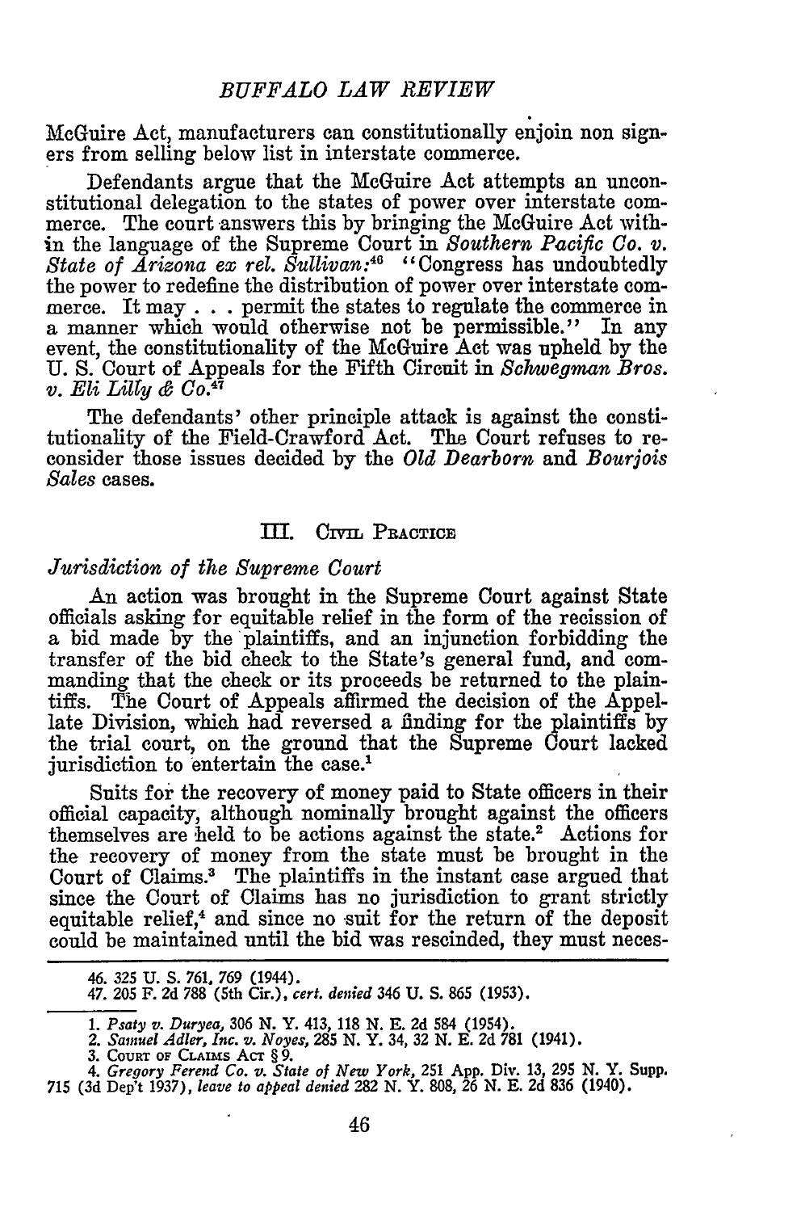McGuire Act, manufacturers can constitutionally enjoin non signers from selling below list in interstate commerce.

Defendants argue that the McGuire Act attempts an unconstitutional delegation to the states of power over interstate commerce. The court answers this by bringing the McGuire Act within the language of the Supreme Court in *Southern Pacific Co. v. State of Arizona ex rel. Sullivan*:[46] "Congress has undoubtedly the power to redefine the distribution of power over interstate commerce. It may . . . permit the states to regulate the commerce in a manner which would otherwise not be permissible." In any event, the constitutionality of the McGuire Act was upheld by the U. S. Court of Appeals for the Fifth Circuit in *Schwegman Bros. v. Eli Lilly & Co.*[47]

The defendants' other principle attack is against the constitutionality of the Field-Crawford Act. The Court refuses to reconsider those issues decided by the *Old Dearborn* and *Bourjois Sales* cases.

## III. Civil Practice

### *Jurisdiction of the Supreme Court*

An action was brought in the Supreme Court against State officials asking for equitable relief in the form of the recission of a bid made by the plaintiffs, and an injunction forbidding the transfer of the bid check to the State's general fund, and commanding that the check or its proceeds be returned to the plaintiffs. The Court of Appeals affirmed the decision of the Appellate Division, which had reversed a finding for the plaintiffs by the trial court, on the ground that the Supreme Court lacked jurisdiction to entertain the case.[1]

Suits for the recovery of money paid to State officers in their official capacity, although nominally brought against the officers themselves are held to be actions against the state.[2] Actions for the recovery of money from the state must be brought in the Court of Claims.[3] The plaintiffs in the instant case argued that since the Court of Claims has no jurisdiction to grant strictly equitable relief,[4] and since no suit for the return of the deposit could be maintained until the bid was rescinded, they must neces-

---

46. 325 U. S. 761, 769 (1944).
47. 205 F. 2d 788 (5th Cir.), *cert. denied* 346 U. S. 865 (1953).

---

1. *Psaty v. Duryea*, 306 N. Y. 413, 118 N. E. 2d 584 (1954).
2. *Samuel Adler, Inc. v. Noyes*, 285 N. Y. 34, 32 N. E. 2d 781 (1941).
3. Court of Claims Act § 9.
4. *Gregory Ferend Co. v. State of New York*, 251 App. Div. 13, 295 N. Y. Supp. 715 (3d Dep't 1937), *leave to appeal denied* 282 N. Y. 808, 26 N. E. 2d 836 (1940).